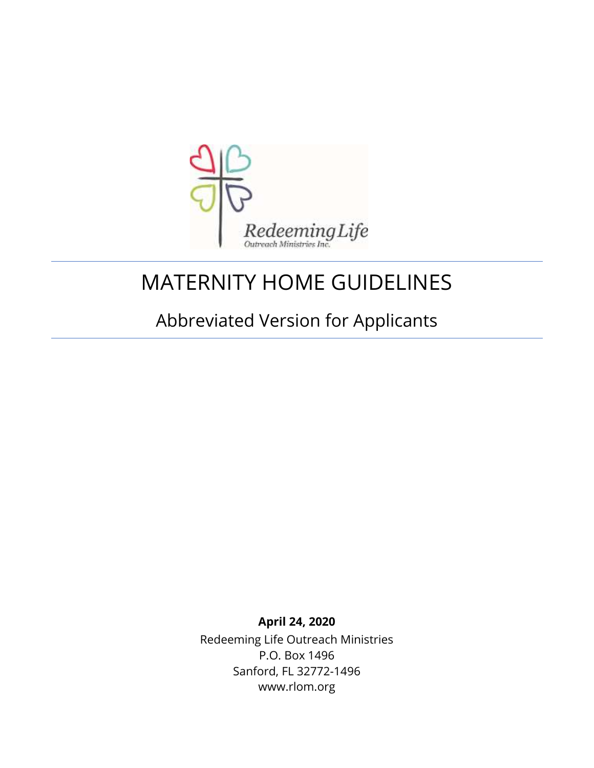# MATERNITY HOME GUIDELINES

## Abbreviated Version for Applicants

**April 24, 2020**

Redeeming Life Outreach Ministries
P.O. Box 1496
Sanford, FL 32772-1496
www.rlom.org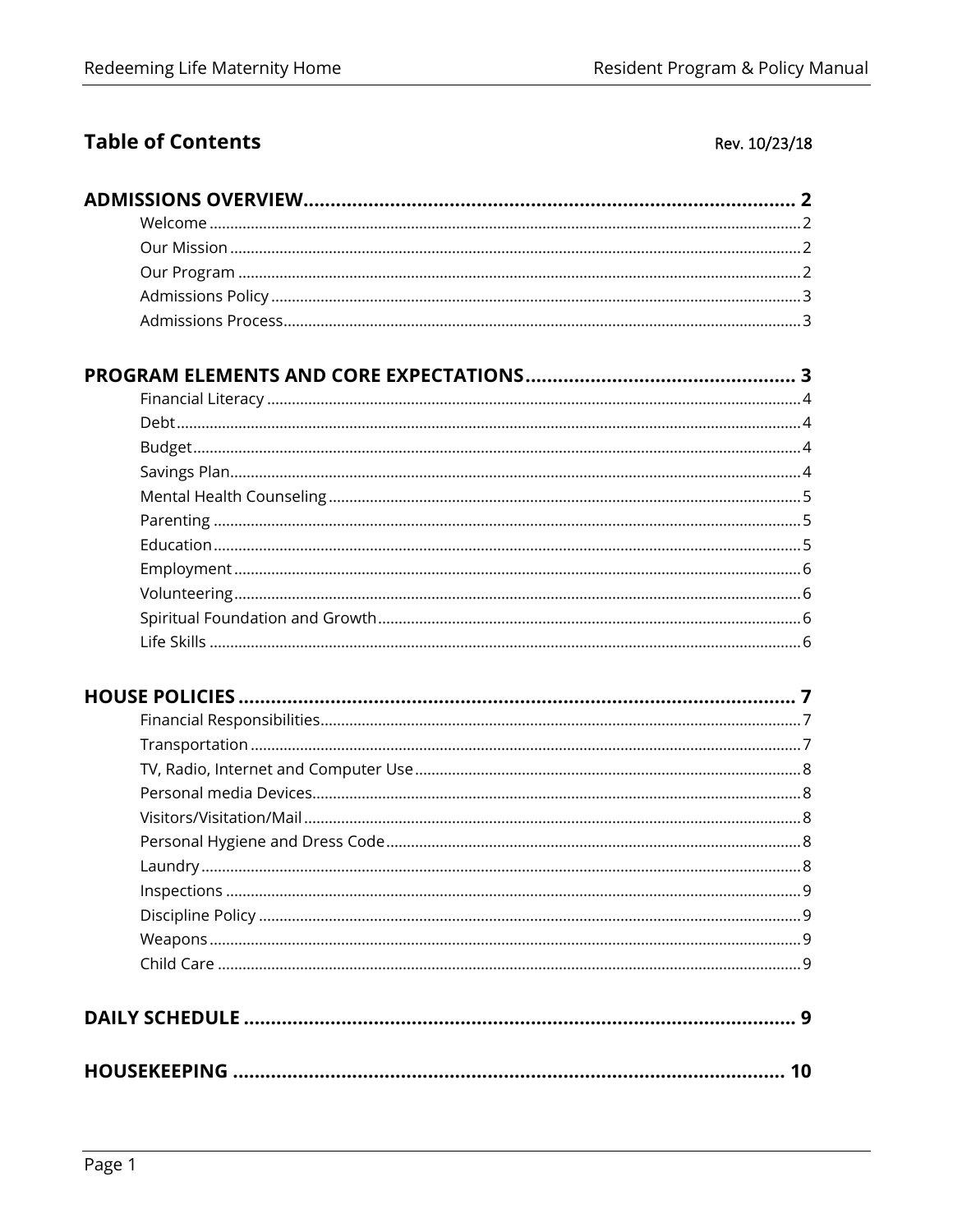## Table of Contents

Rev. 10/23/18

**ADMISSIONS OVERVIEW** .......... 2
- Welcome .......... 2
- Our Mission .......... 2
- Our Program .......... 2
- Admissions Policy .......... 3
- Admissions Process .......... 3

**PROGRAM ELEMENTS AND CORE EXPECTATIONS** .......... 3
- Financial Literacy .......... 4
- Debt .......... 4
- Budget .......... 4
- Savings Plan .......... 4
- Mental Health Counseling .......... 5
- Parenting .......... 5
- Education .......... 5
- Employment .......... 6
- Volunteering .......... 6
- Spiritual Foundation and Growth .......... 6
- Life Skills .......... 6

**HOUSE POLICIES** .......... 7
- Financial Responsibilities .......... 7
- Transportation .......... 7
- TV, Radio, Internet and Computer Use .......... 8
- Personal media Devices .......... 8
- Visitors/Visitation/Mail .......... 8
- Personal Hygiene and Dress Code .......... 8
- Laundry .......... 8
- Inspections .......... 9
- Discipline Policy .......... 9
- Weapons .......... 9
- Child Care .......... 9

**DAILY SCHEDULE** .......... 9

**HOUSEKEEPING** .......... 10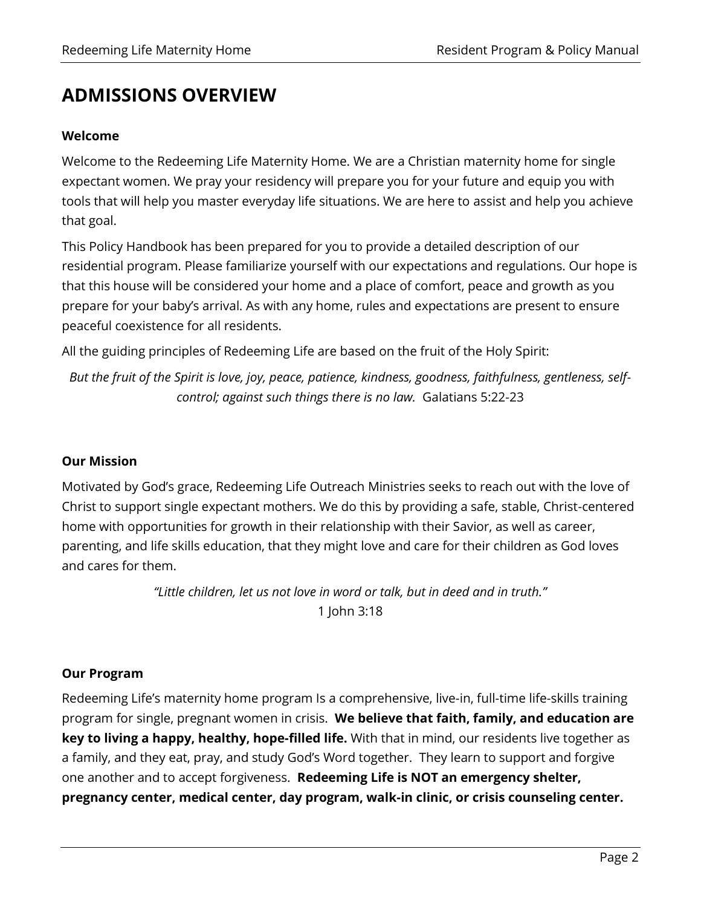# ADMISSIONS OVERVIEW

**Welcome**

Welcome to the Redeeming Life Maternity Home. We are a Christian maternity home for single expectant women. We pray your residency will prepare you for your future and equip you with tools that will help you master everyday life situations. We are here to assist and help you achieve that goal.

This Policy Handbook has been prepared for you to provide a detailed description of our residential program. Please familiarize yourself with our expectations and regulations. Our hope is that this house will be considered your home and a place of comfort, peace and growth as you prepare for your baby's arrival. As with any home, rules and expectations are present to ensure peaceful coexistence for all residents.

All the guiding principles of Redeeming Life are based on the fruit of the Holy Spirit:

*But the fruit of the Spirit is love, joy, peace, patience, kindness, goodness, faithfulness, gentleness, self-control; against such things there is no law.* Galatians 5:22-23

**Our Mission**

Motivated by God's grace, Redeeming Life Outreach Ministries seeks to reach out with the love of Christ to support single expectant mothers. We do this by providing a safe, stable, Christ-centered home with opportunities for growth in their relationship with their Savior, as well as career, parenting, and life skills education, that they might love and care for their children as God loves and cares for them.

*"Little children, let us not love in word or talk, but in deed and in truth."*
1 John 3:18

**Our Program**

Redeeming Life's maternity home program Is a comprehensive, live-in, full-time life-skills training program for single, pregnant women in crisis. **We believe that faith, family, and education are key to living a happy, healthy, hope-filled life.** With that in mind, our residents live together as a family, and they eat, pray, and study God's Word together. They learn to support and forgive one another and to accept forgiveness. **Redeeming Life is NOT an emergency shelter, pregnancy center, medical center, day program, walk-in clinic, or crisis counseling center.**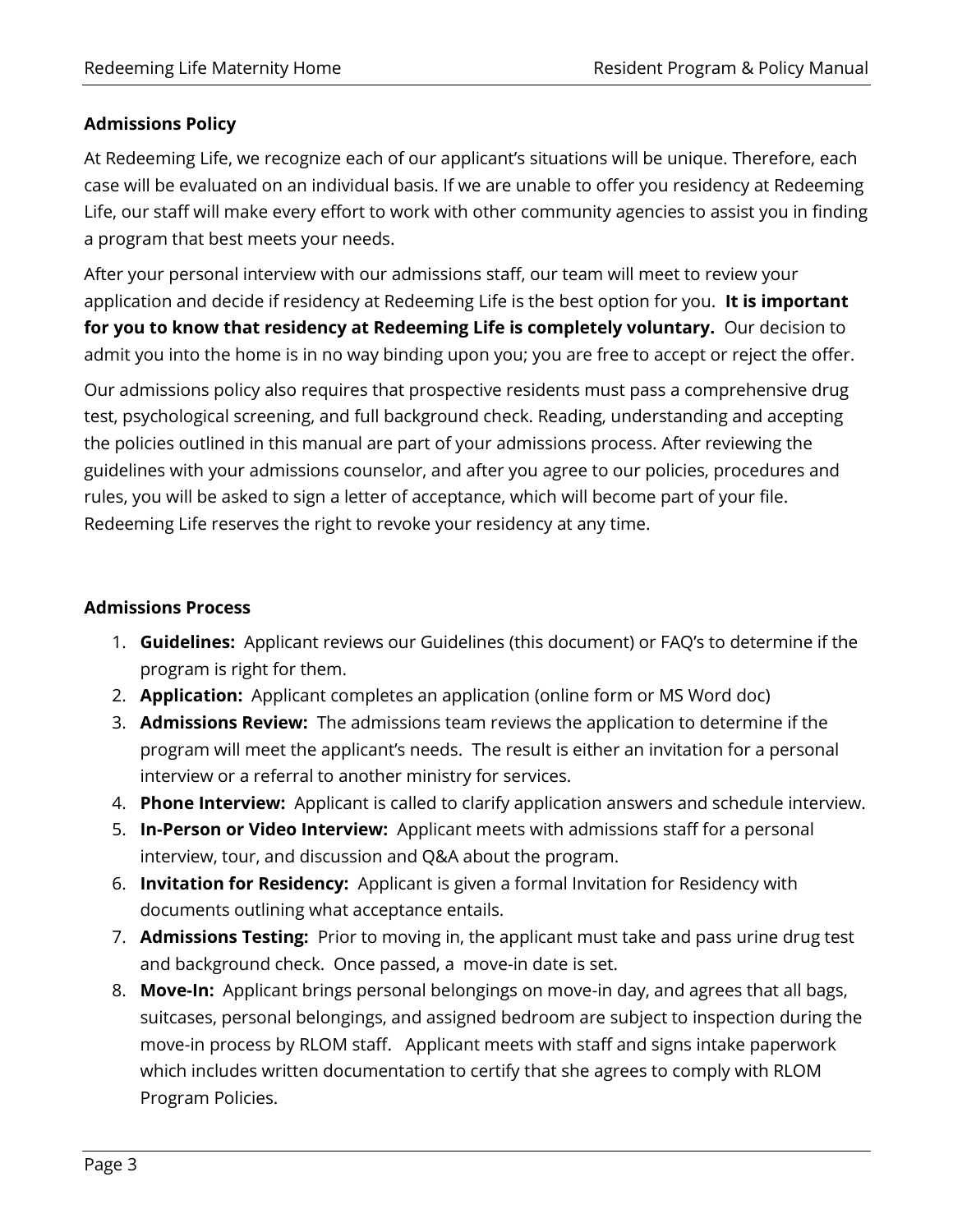**Admissions Policy**

At Redeeming Life, we recognize each of our applicant's situations will be unique. Therefore, each case will be evaluated on an individual basis. If we are unable to offer you residency at Redeeming Life, our staff will make every effort to work with other community agencies to assist you in finding a program that best meets your needs.

After your personal interview with our admissions staff, our team will meet to review your application and decide if residency at Redeeming Life is the best option for you. **It is important for you to know that residency at Redeeming Life is completely voluntary.** Our decision to admit you into the home is in no way binding upon you; you are free to accept or reject the offer.

Our admissions policy also requires that prospective residents must pass a comprehensive drug test, psychological screening, and full background check. Reading, understanding and accepting the policies outlined in this manual are part of your admissions process. After reviewing the guidelines with your admissions counselor, and after you agree to our policies, procedures and rules, you will be asked to sign a letter of acceptance, which will become part of your file. Redeeming Life reserves the right to revoke your residency at any time.

**Admissions Process**

1. **Guidelines:** Applicant reviews our Guidelines (this document) or FAQ's to determine if the program is right for them.
2. **Application:** Applicant completes an application (online form or MS Word doc)
3. **Admissions Review:** The admissions team reviews the application to determine if the program will meet the applicant's needs. The result is either an invitation for a personal interview or a referral to another ministry for services.
4. **Phone Interview:** Applicant is called to clarify application answers and schedule interview.
5. **In-Person or Video Interview:** Applicant meets with admissions staff for a personal interview, tour, and discussion and Q&A about the program.
6. **Invitation for Residency:** Applicant is given a formal Invitation for Residency with documents outlining what acceptance entails.
7. **Admissions Testing:** Prior to moving in, the applicant must take and pass urine drug test and background check. Once passed, a move-in date is set.
8. **Move-In:** Applicant brings personal belongings on move-in day, and agrees that all bags, suitcases, personal belongings, and assigned bedroom are subject to inspection during the move-in process by RLOM staff. Applicant meets with staff and signs intake paperwork which includes written documentation to certify that she agrees to comply with RLOM Program Policies.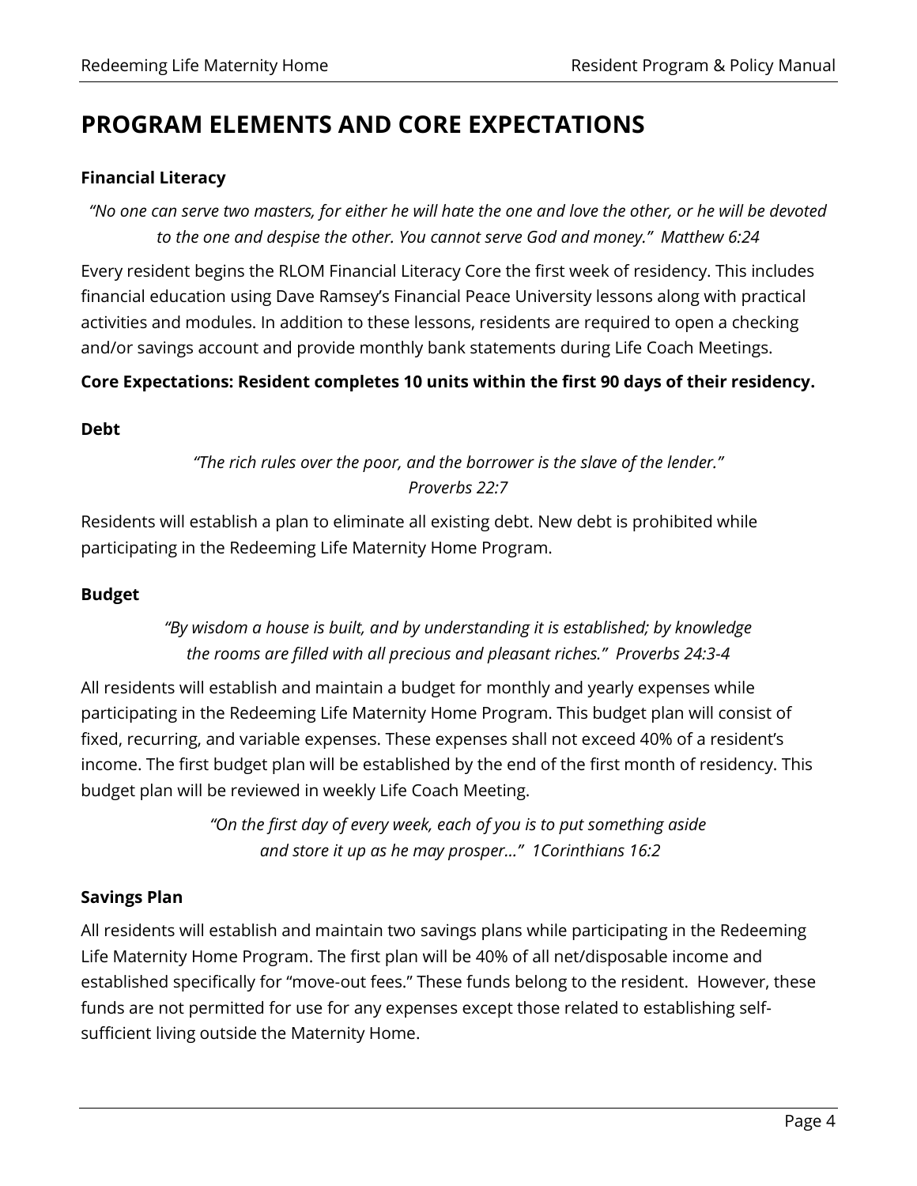## PROGRAM ELEMENTS AND CORE EXPECTATIONS

### Financial Literacy

*"No one can serve two masters, for either he will hate the one and love the other, or he will be devoted to the one and despise the other. You cannot serve God and money." Matthew 6:24*

Every resident begins the RLOM Financial Literacy Core the first week of residency. This includes financial education using Dave Ramsey's Financial Peace University lessons along with practical activities and modules. In addition to these lessons, residents are required to open a checking and/or savings account and provide monthly bank statements during Life Coach Meetings.

**Core Expectations: Resident completes 10 units within the first 90 days of their residency.**

### Debt

*"The rich rules over the poor, and the borrower is the slave of the lender."*
*Proverbs 22:7*

Residents will establish a plan to eliminate all existing debt. New debt is prohibited while participating in the Redeeming Life Maternity Home Program.

### Budget

*"By wisdom a house is built, and by understanding it is established; by knowledge the rooms are filled with all precious and pleasant riches." Proverbs 24:3-4*

All residents will establish and maintain a budget for monthly and yearly expenses while participating in the Redeeming Life Maternity Home Program. This budget plan will consist of fixed, recurring, and variable expenses. These expenses shall not exceed 40% of a resident's income. The first budget plan will be established by the end of the first month of residency. This budget plan will be reviewed in weekly Life Coach Meeting.

*"On the first day of every week, each of you is to put something aside and store it up as he may prosper…" 1Corinthians 16:2*

### Savings Plan

All residents will establish and maintain two savings plans while participating in the Redeeming Life Maternity Home Program. The first plan will be 40% of all net/disposable income and established specifically for "move-out fees." These funds belong to the resident. However, these funds are not permitted for use for any expenses except those related to establishing self-sufficient living outside the Maternity Home.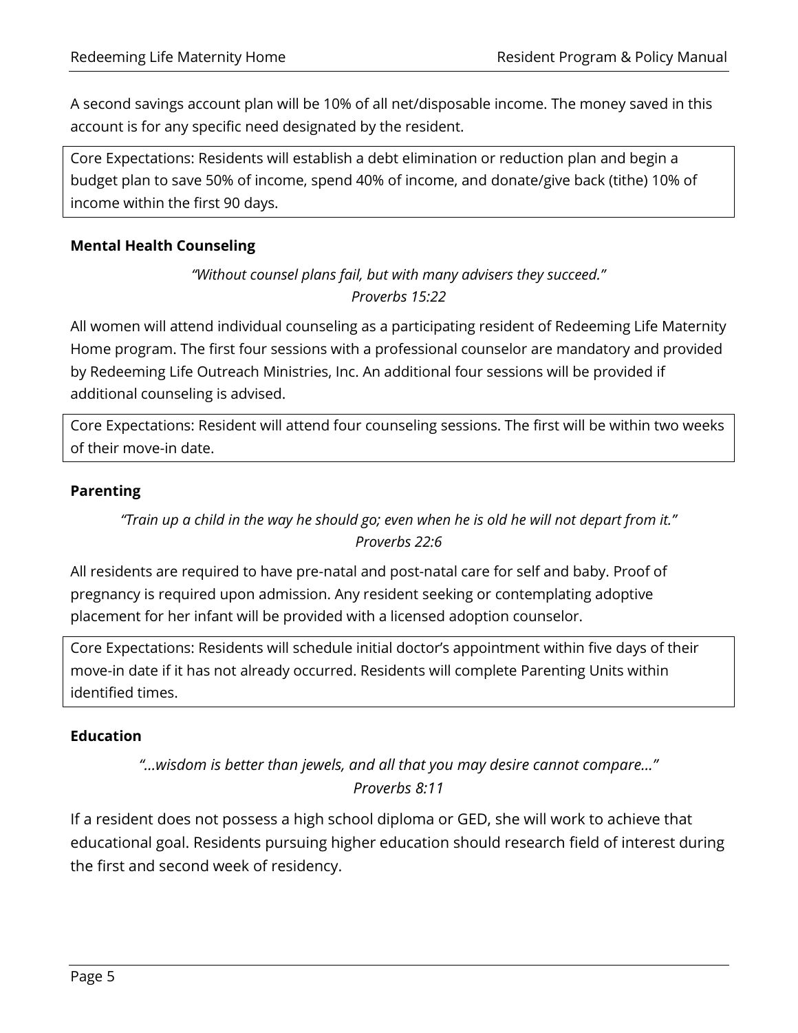A second savings account plan will be 10% of all net/disposable income. The money saved in this account is for any specific need designated by the resident.

> Core Expectations: Residents will establish a debt elimination or reduction plan and begin a budget plan to save 50% of income, spend 40% of income, and donate/give back (tithe) 10% of income within the first 90 days.

**Mental Health Counseling**

*"Without counsel plans fail, but with many advisers they succeed."*
*Proverbs 15:22*

All women will attend individual counseling as a participating resident of Redeeming Life Maternity Home program. The first four sessions with a professional counselor are mandatory and provided by Redeeming Life Outreach Ministries, Inc. An additional four sessions will be provided if additional counseling is advised.

> Core Expectations: Resident will attend four counseling sessions. The first will be within two weeks of their move-in date.

**Parenting**

*"Train up a child in the way he should go; even when he is old he will not depart from it."*
*Proverbs 22:6*

All residents are required to have pre-natal and post-natal care for self and baby. Proof of pregnancy is required upon admission. Any resident seeking or contemplating adoptive placement for her infant will be provided with a licensed adoption counselor.

> Core Expectations: Residents will schedule initial doctor's appointment within five days of their move-in date if it has not already occurred. Residents will complete Parenting Units within identified times.

**Education**

*"…wisdom is better than jewels, and all that you may desire cannot compare…"*
*Proverbs 8:11*

If a resident does not possess a high school diploma or GED, she will work to achieve that educational goal. Residents pursuing higher education should research field of interest during the first and second week of residency.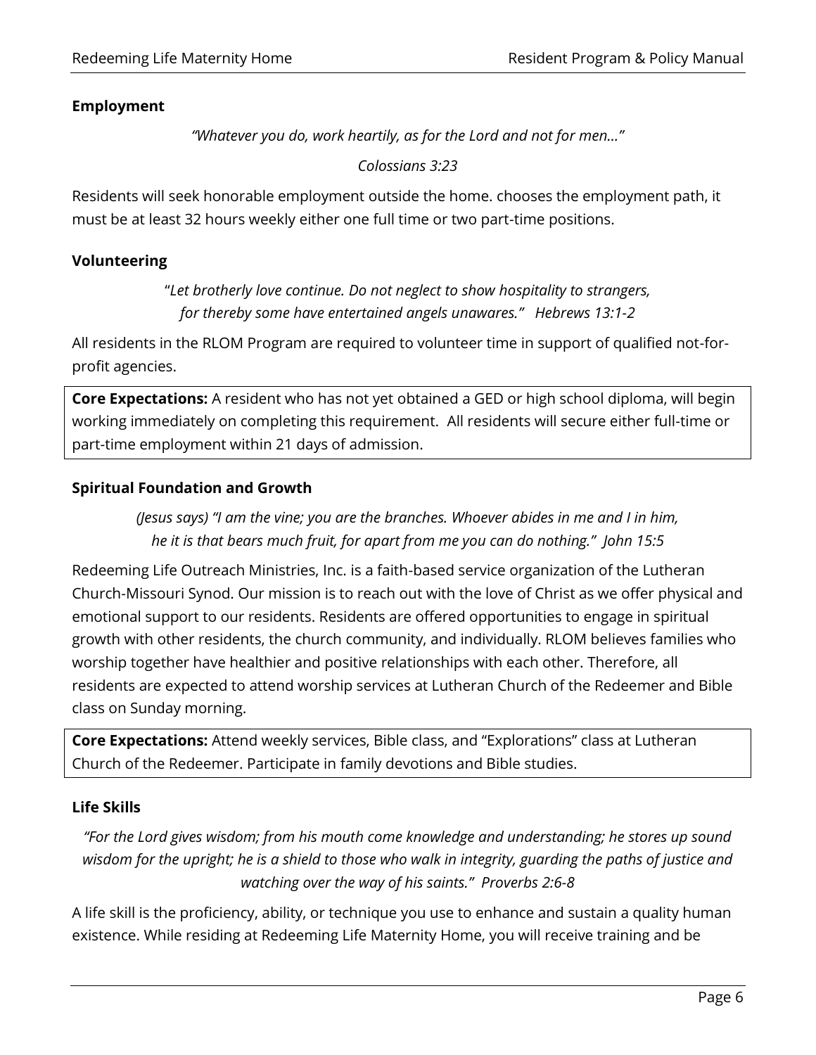### Employment

*"Whatever you do, work heartily, as for the Lord and not for men…"*

*Colossians 3:23*

Residents will seek honorable employment outside the home. chooses the employment path, it must be at least 32 hours weekly either one full time or two part-time positions.

### Volunteering

"*Let brotherly love continue. Do not neglect to show hospitality to strangers, for thereby some have entertained angels unawares." Hebrews 13:1-2*

All residents in the RLOM Program are required to volunteer time in support of qualified not-for-profit agencies.

**Core Expectations:** A resident who has not yet obtained a GED or high school diploma, will begin working immediately on completing this requirement. All residents will secure either full-time or part-time employment within 21 days of admission.

### Spiritual Foundation and Growth

*(Jesus says) "I am the vine; you are the branches. Whoever abides in me and I in him, he it is that bears much fruit, for apart from me you can do nothing." John 15:5*

Redeeming Life Outreach Ministries, Inc. is a faith-based service organization of the Lutheran Church-Missouri Synod. Our mission is to reach out with the love of Christ as we offer physical and emotional support to our residents. Residents are offered opportunities to engage in spiritual growth with other residents, the church community, and individually. RLOM believes families who worship together have healthier and positive relationships with each other. Therefore, all residents are expected to attend worship services at Lutheran Church of the Redeemer and Bible class on Sunday morning.

**Core Expectations:** Attend weekly services, Bible class, and "Explorations" class at Lutheran Church of the Redeemer. Participate in family devotions and Bible studies.

### Life Skills

*"For the Lord gives wisdom; from his mouth come knowledge and understanding; he stores up sound wisdom for the upright; he is a shield to those who walk in integrity, guarding the paths of justice and watching over the way of his saints." Proverbs 2:6-8*

A life skill is the proficiency, ability, or technique you use to enhance and sustain a quality human existence. While residing at Redeeming Life Maternity Home, you will receive training and be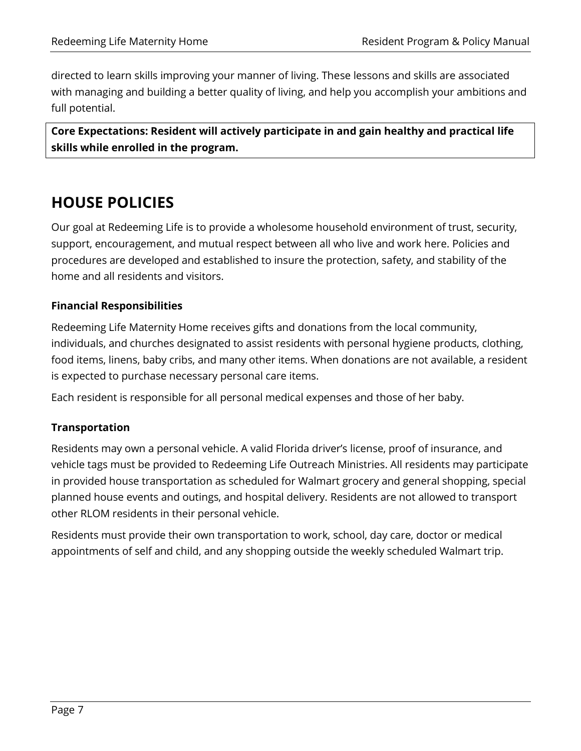directed to learn skills improving your manner of living. These lessons and skills are associated with managing and building a better quality of living, and help you accomplish your ambitions and full potential.

**Core Expectations: Resident will actively participate in and gain healthy and practical life skills while enrolled in the program.**

# HOUSE POLICIES

Our goal at Redeeming Life is to provide a wholesome household environment of trust, security, support, encouragement, and mutual respect between all who live and work here. Policies and procedures are developed and established to insure the protection, safety, and stability of the home and all residents and visitors.

### Financial Responsibilities

Redeeming Life Maternity Home receives gifts and donations from the local community, individuals, and churches designated to assist residents with personal hygiene products, clothing, food items, linens, baby cribs, and many other items. When donations are not available, a resident is expected to purchase necessary personal care items.

Each resident is responsible for all personal medical expenses and those of her baby.

### Transportation

Residents may own a personal vehicle. A valid Florida driver's license, proof of insurance, and vehicle tags must be provided to Redeeming Life Outreach Ministries. All residents may participate in provided house transportation as scheduled for Walmart grocery and general shopping, special planned house events and outings, and hospital delivery. Residents are not allowed to transport other RLOM residents in their personal vehicle.

Residents must provide their own transportation to work, school, day care, doctor or medical appointments of self and child, and any shopping outside the weekly scheduled Walmart trip.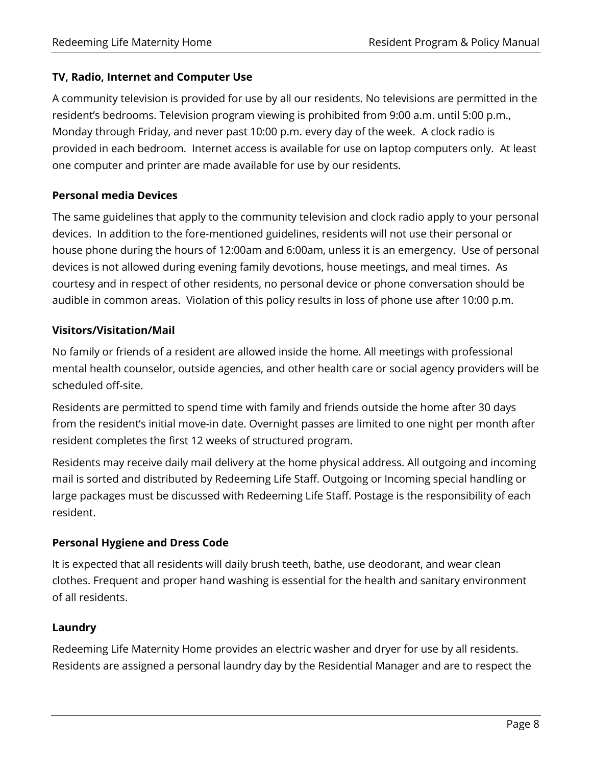### TV, Radio, Internet and Computer Use

A community television is provided for use by all our residents. No televisions are permitted in the resident's bedrooms. Television program viewing is prohibited from 9:00 a.m. until 5:00 p.m., Monday through Friday, and never past 10:00 p.m. every day of the week. A clock radio is provided in each bedroom. Internet access is available for use on laptop computers only. At least one computer and printer are made available for use by our residents.

### Personal media Devices

The same guidelines that apply to the community television and clock radio apply to your personal devices. In addition to the fore-mentioned guidelines, residents will not use their personal or house phone during the hours of 12:00am and 6:00am, unless it is an emergency. Use of personal devices is not allowed during evening family devotions, house meetings, and meal times. As courtesy and in respect of other residents, no personal device or phone conversation should be audible in common areas. Violation of this policy results in loss of phone use after 10:00 p.m.

### Visitors/Visitation/Mail

No family or friends of a resident are allowed inside the home. All meetings with professional mental health counselor, outside agencies, and other health care or social agency providers will be scheduled off-site.

Residents are permitted to spend time with family and friends outside the home after 30 days from the resident's initial move-in date. Overnight passes are limited to one night per month after resident completes the first 12 weeks of structured program.

Residents may receive daily mail delivery at the home physical address. All outgoing and incoming mail is sorted and distributed by Redeeming Life Staff. Outgoing or Incoming special handling or large packages must be discussed with Redeeming Life Staff. Postage is the responsibility of each resident.

### Personal Hygiene and Dress Code

It is expected that all residents will daily brush teeth, bathe, use deodorant, and wear clean clothes. Frequent and proper hand washing is essential for the health and sanitary environment of all residents.

### Laundry

Redeeming Life Maternity Home provides an electric washer and dryer for use by all residents. Residents are assigned a personal laundry day by the Residential Manager and are to respect the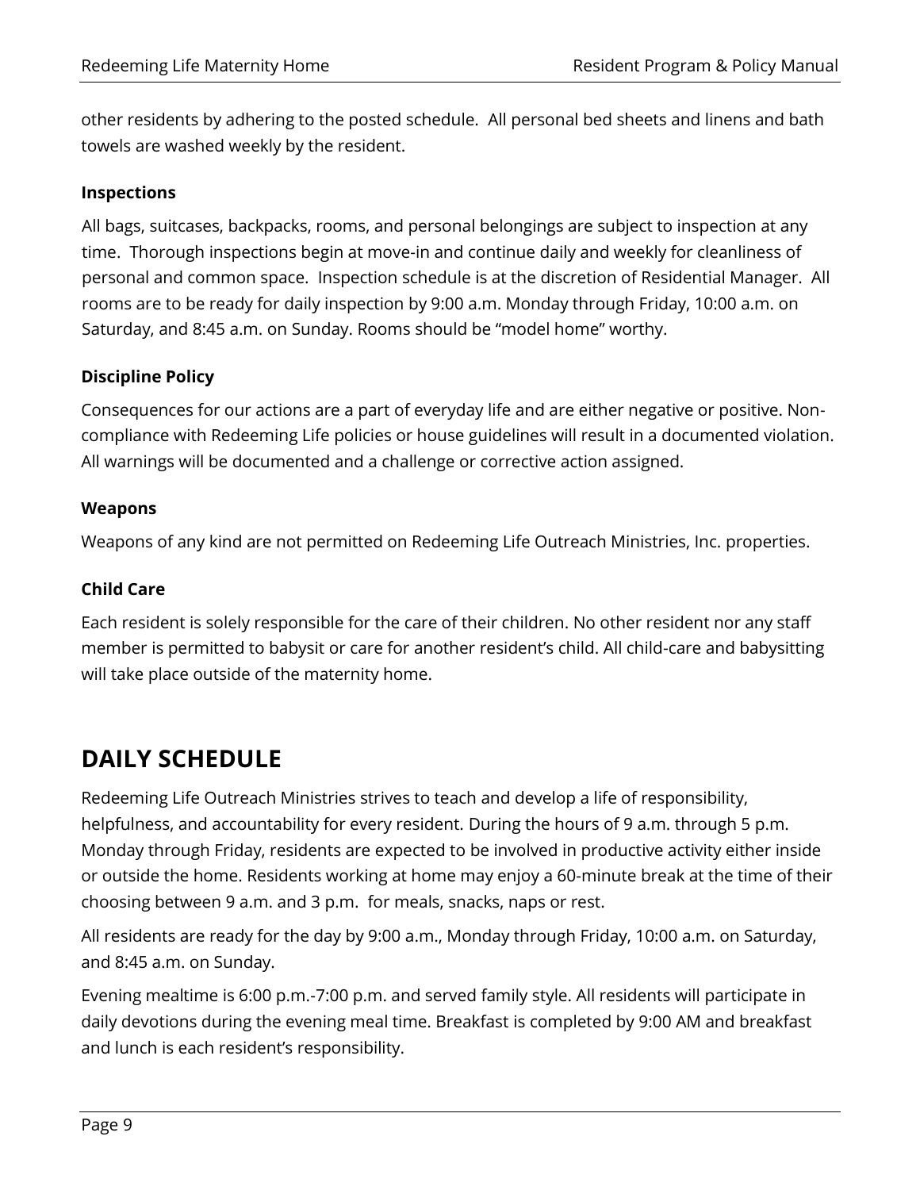other residents by adhering to the posted schedule.  All personal bed sheets and linens and bath towels are washed weekly by the resident.

**Inspections**

All bags, suitcases, backpacks, rooms, and personal belongings are subject to inspection at any time.  Thorough inspections begin at move-in and continue daily and weekly for cleanliness of personal and common space.  Inspection schedule is at the discretion of Residential Manager.  All rooms are to be ready for daily inspection by 9:00 a.m. Monday through Friday, 10:00 a.m. on Saturday, and 8:45 a.m. on Sunday. Rooms should be "model home" worthy.

**Discipline Policy**

Consequences for our actions are a part of everyday life and are either negative or positive. Non-compliance with Redeeming Life policies or house guidelines will result in a documented violation. All warnings will be documented and a challenge or corrective action assigned.

**Weapons**

Weapons of any kind are not permitted on Redeeming Life Outreach Ministries, Inc. properties.

**Child Care**

Each resident is solely responsible for the care of their children. No other resident nor any staff member is permitted to babysit or care for another resident's child. All child-care and babysitting will take place outside of the maternity home.

# DAILY SCHEDULE

Redeeming Life Outreach Ministries strives to teach and develop a life of responsibility, helpfulness, and accountability for every resident. During the hours of 9 a.m. through 5 p.m. Monday through Friday, residents are expected to be involved in productive activity either inside or outside the home. Residents working at home may enjoy a 60-minute break at the time of their choosing between 9 a.m. and 3 p.m.  for meals, snacks, naps or rest.

All residents are ready for the day by 9:00 a.m., Monday through Friday, 10:00 a.m. on Saturday, and 8:45 a.m. on Sunday.

Evening mealtime is 6:00 p.m.-7:00 p.m. and served family style. All residents will participate in daily devotions during the evening meal time. Breakfast is completed by 9:00 AM and breakfast and lunch is each resident's responsibility.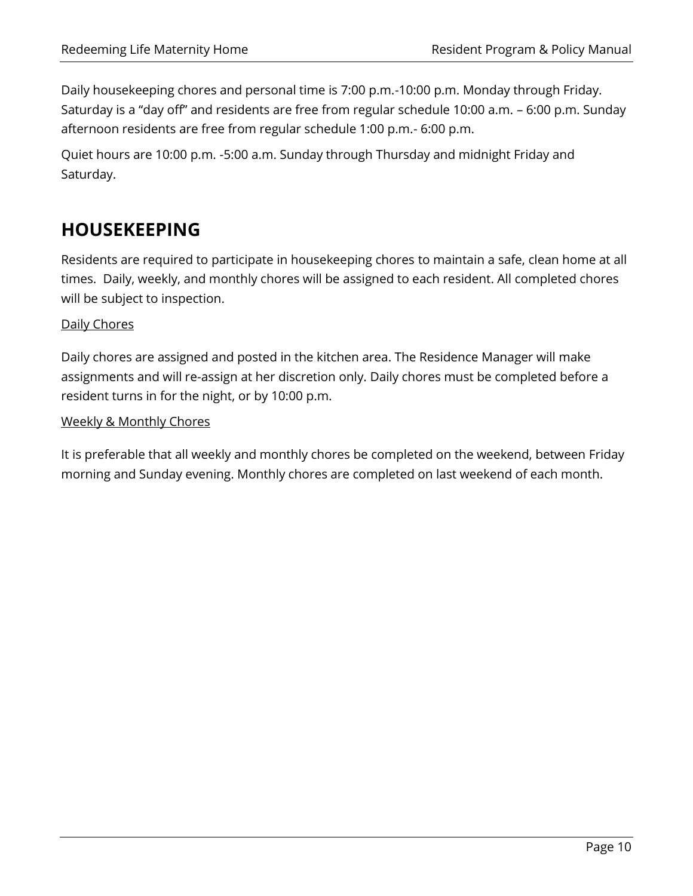Daily housekeeping chores and personal time is 7:00 p.m.-10:00 p.m. Monday through Friday. Saturday is a "day off" and residents are free from regular schedule 10:00 a.m. – 6:00 p.m. Sunday afternoon residents are free from regular schedule 1:00 p.m.- 6:00 p.m.

Quiet hours are 10:00 p.m. -5:00 a.m. Sunday through Thursday and midnight Friday and Saturday.

## HOUSEKEEPING

Residents are required to participate in housekeeping chores to maintain a safe, clean home at all times. Daily, weekly, and monthly chores will be assigned to each resident. All completed chores will be subject to inspection.

Daily Chores

Daily chores are assigned and posted in the kitchen area. The Residence Manager will make assignments and will re-assign at her discretion only. Daily chores must be completed before a resident turns in for the night, or by 10:00 p.m.

Weekly & Monthly Chores

It is preferable that all weekly and monthly chores be completed on the weekend, between Friday morning and Sunday evening. Monthly chores are completed on last weekend of each month.